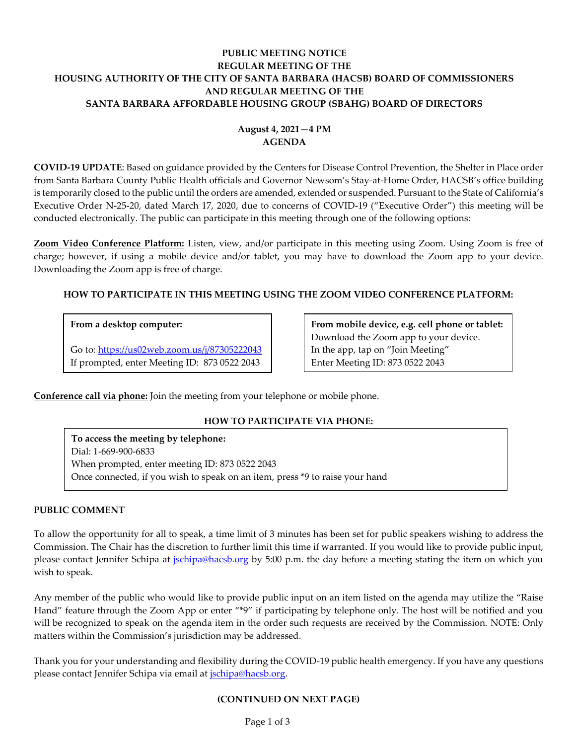# PUBLIC MEETING NOTICE
# REGULAR MEETING OF THE
# HOUSING AUTHORITY OF THE CITY OF SANTA BARBARA (HACSB) BOARD OF COMMISSIONERS
# AND REGULAR MEETING OF THE
# SANTA BARBARA AFFORDABLE HOUSING GROUP (SBAHG) BOARD OF DIRECTORS

**August 4, 2021—4 PM**
**AGENDA**

**COVID-19 UPDATE**: Based on guidance provided by the Centers for Disease Control Prevention, the Shelter in Place order from Santa Barbara County Public Health officials and Governor Newsom's Stay-at-Home Order, HACSB's office building is temporarily closed to the public until the orders are amended, extended or suspended. Pursuant to the State of California's Executive Order N-25-20, dated March 17, 2020, due to concerns of COVID-19 ("Executive Order") this meeting will be conducted electronically. The public can participate in this meeting through one of the following options:

**Zoom Video Conference Platform:** Listen, view, and/or participate in this meeting using Zoom. Using Zoom is free of charge; however, if using a mobile device and/or tablet, you may have to download the Zoom app to your device. Downloading the Zoom app is free of charge.

### HOW TO PARTICIPATE IN THIS MEETING USING THE ZOOM VIDEO CONFERENCE PLATFORM:

**From a desktop computer:**

Go to: https://us02web.zoom.us/j/87305222043
If prompted, enter Meeting ID: 873 0522 2043

**From mobile device, e.g. cell phone or tablet:**
Download the Zoom app to your device.
In the app, tap on "Join Meeting"
Enter Meeting ID: 873 0522 2043

**Conference call via phone:** Join the meeting from your telephone or mobile phone.

### HOW TO PARTICIPATE VIA PHONE:

**To access the meeting by telephone:**
Dial: 1-669-900-6833
When prompted, enter meeting ID: 873 0522 2043
Once connected, if you wish to speak on an item, press *9 to raise your hand

## PUBLIC COMMENT

To allow the opportunity for all to speak, a time limit of 3 minutes has been set for public speakers wishing to address the Commission. The Chair has the discretion to further limit this time if warranted. If you would like to provide public input, please contact Jennifer Schipa at jschipa@hacsb.org by 5:00 p.m. the day before a meeting stating the item on which you wish to speak.

Any member of the public who would like to provide public input on an item listed on the agenda may utilize the "Raise Hand" feature through the Zoom App or enter "*9" if participating by telephone only. The host will be notified and you will be recognized to speak on the agenda item in the order such requests are received by the Commission. NOTE: Only matters within the Commission's jurisdiction may be addressed.

Thank you for your understanding and flexibility during the COVID-19 public health emergency. If you have any questions please contact Jennifer Schipa via email at jschipa@hacsb.org.

**(CONTINUED ON NEXT PAGE)**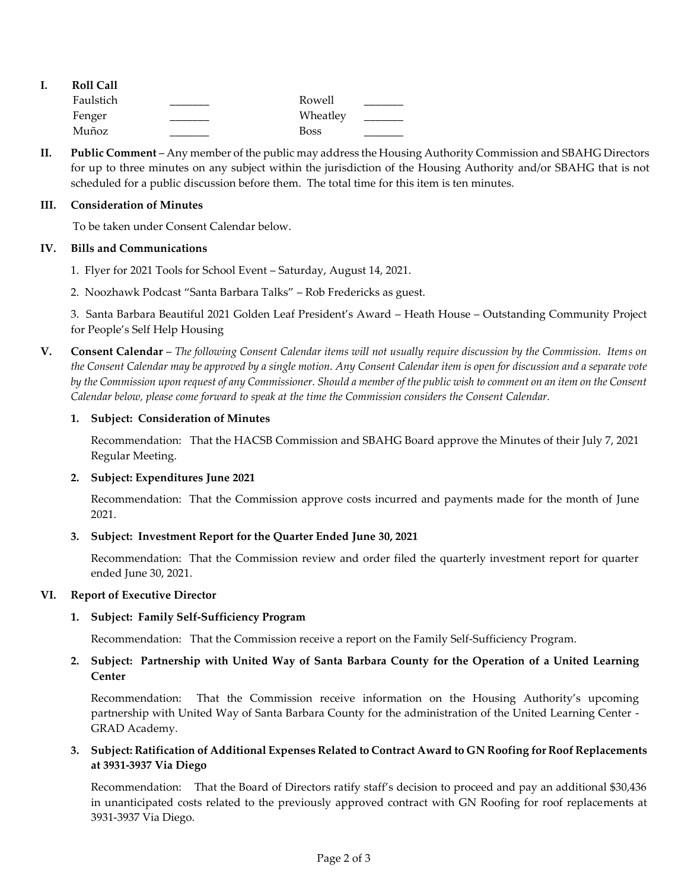## I. Roll Call

| | | | |
|---|---|---|---|
| Faulstich | _______ | Rowell | _______ |
| Fenger | _______ | Wheatley | _______ |
| Muñoz | _______ | Boss | _______ |

## II. Public Comment

**Public Comment** – Any member of the public may address the Housing Authority Commission and SBAHG Directors for up to three minutes on any subject within the jurisdiction of the Housing Authority and/or SBAHG that is not scheduled for a public discussion before them. The total time for this item is ten minutes.

## III. Consideration of Minutes

To be taken under Consent Calendar below.

## IV. Bills and Communications

1. Flyer for 2021 Tools for School Event – Saturday, August 14, 2021.

2. Noozhawk Podcast "Santa Barbara Talks" – Rob Fredericks as guest.

3. Santa Barbara Beautiful 2021 Golden Leaf President's Award – Heath House – Outstanding Community Project for People's Self Help Housing

## V. Consent Calendar

**Consent Calendar** – *The following Consent Calendar items will not usually require discussion by the Commission. Items on the Consent Calendar may be approved by a single motion. Any Consent Calendar item is open for discussion and a separate vote by the Commission upon request of any Commissioner. Should a member of the public wish to comment on an item on the Consent Calendar below, please come forward to speak at the time the Commission considers the Consent Calendar.*

**1. Subject: Consideration of Minutes**

Recommendation: That the HACSB Commission and SBAHG Board approve the Minutes of their July 7, 2021 Regular Meeting.

**2. Subject: Expenditures June 2021**

Recommendation: That the Commission approve costs incurred and payments made for the month of June 2021.

**3. Subject: Investment Report for the Quarter Ended June 30, 2021**

Recommendation: That the Commission review and order filed the quarterly investment report for quarter ended June 30, 2021.

## VI. Report of Executive Director

**1. Subject: Family Self-Sufficiency Program**

Recommendation: That the Commission receive a report on the Family Self-Sufficiency Program.

**2. Subject: Partnership with United Way of Santa Barbara County for the Operation of a United Learning Center**

Recommendation: That the Commission receive information on the Housing Authority's upcoming partnership with United Way of Santa Barbara County for the administration of the United Learning Center - GRAD Academy.

**3. Subject: Ratification of Additional Expenses Related to Contract Award to GN Roofing for Roof Replacements at 3931-3937 Via Diego**

Recommendation: That the Board of Directors ratify staff's decision to proceed and pay an additional $30,436 in unanticipated costs related to the previously approved contract with GN Roofing for roof replacements at 3931-3937 Via Diego.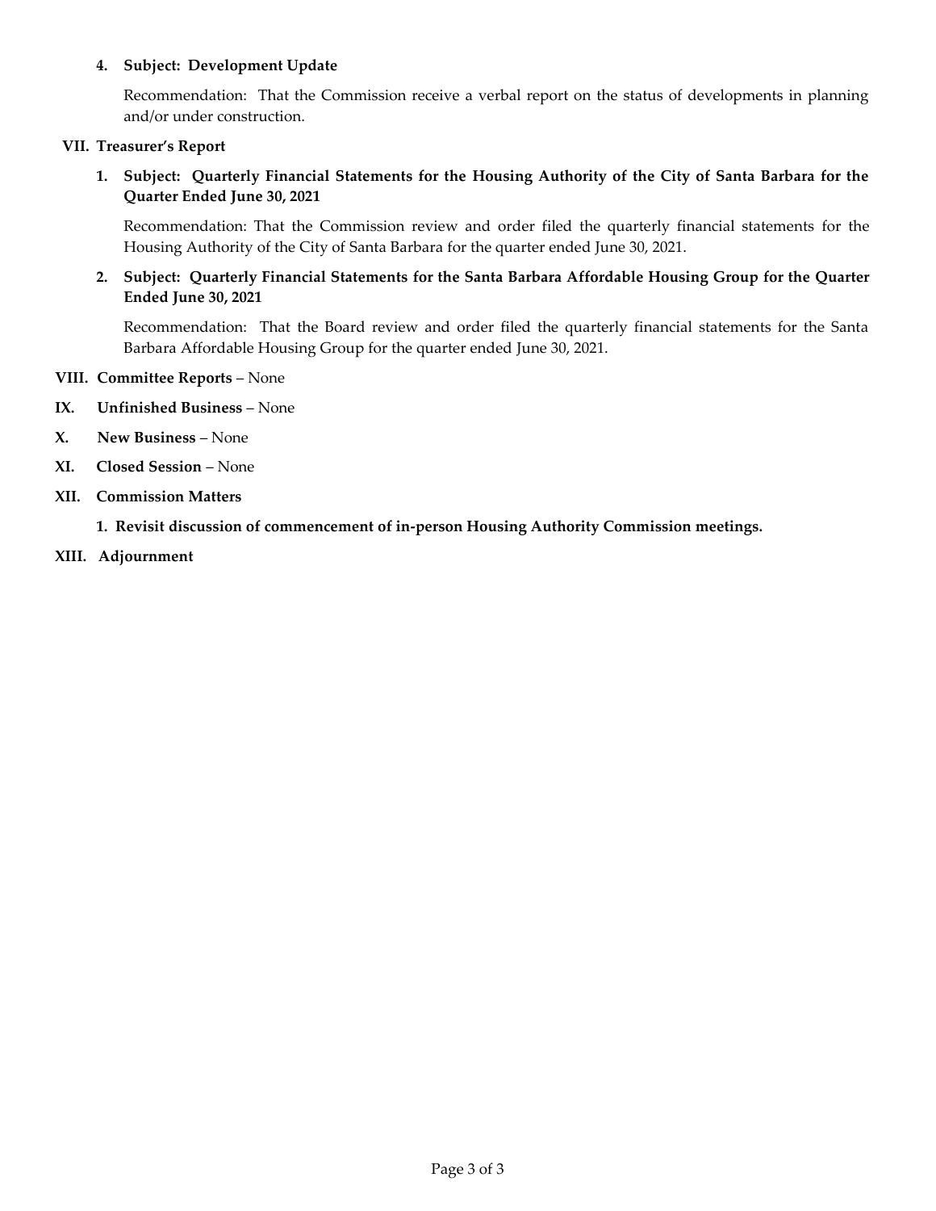4. **Subject: Development Update**

   Recommendation: That the Commission receive a verbal report on the status of developments in planning and/or under construction.

**VII. Treasurer's Report**

1. **Subject: Quarterly Financial Statements for the Housing Authority of the City of Santa Barbara for the Quarter Ended June 30, 2021**

   Recommendation: That the Commission review and order filed the quarterly financial statements for the Housing Authority of the City of Santa Barbara for the quarter ended June 30, 2021.

2. **Subject: Quarterly Financial Statements for the Santa Barbara Affordable Housing Group for the Quarter Ended June 30, 2021**

   Recommendation: That the Board review and order filed the quarterly financial statements for the Santa Barbara Affordable Housing Group for the quarter ended June 30, 2021.

**VIII. Committee Reports** – None

**IX. Unfinished Business** – None

**X. New Business** – None

**XI. Closed Session** – None

**XII. Commission Matters**

1. **Revisit discussion of commencement of in-person Housing Authority Commission meetings.**

**XIII. Adjournment**